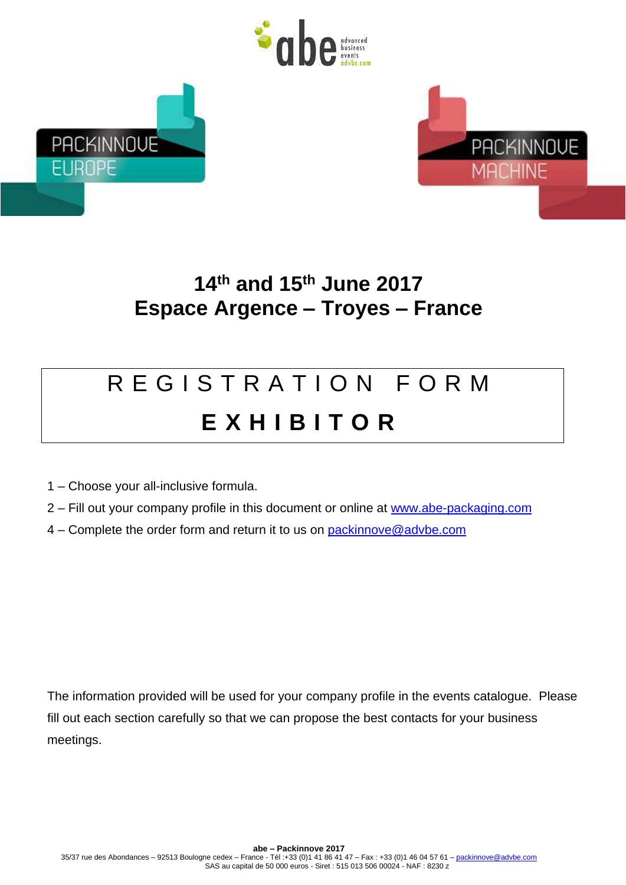PACKINNOVE EUROPE

PACKINNOVE MACHINE

## 14th and 15th June 2017
## Espace Argence – Troyes – France

# R E G I S T R A T I O N   F O R M

# **E X H I B I T O R**

1 – Choose your all-inclusive formula.

2 – Fill out your company profile in this document or online at [www.abe-packaging.com](http://www.abe-packaging.com)

4 – Complete the order form and return it to us on [packinnove@advbe.com](mailto:packinnove@advbe.com)

The information provided will be used for your company profile in the events catalogue. Please fill out each section carefully so that we can propose the best contacts for your business meetings.

**abe – Packinnove 2017**
35/37 rue des Abondances – 92513 Boulogne cedex – France - Tél :+33 (0)1 41 86 41 47 – Fax : +33 (0)1 46 04 57 61 – [packinnove@advbe.com](mailto:packinnove@advbe.com)
SAS au capital de 50 000 euros - Siret : 515 013 506 00024 - NAF : 8230 z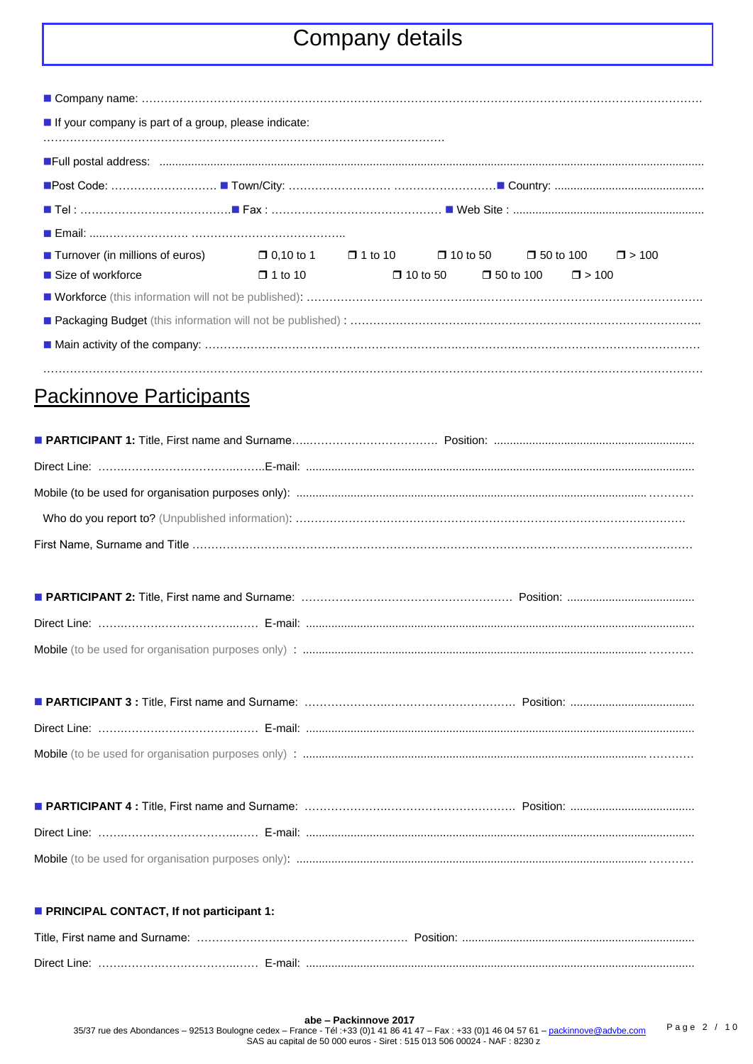# Company details

■ Company name: ……………………………………………………………………………………………………………………………

■ If your company is part of a group, please indicate:
…………………………………………………………………………………………

■Full postal address: ........................................................................................................................................................

■Post Code: ……………………… ■ Town/City: …………………… ……………………■ Country: ..............................................

■ Tel : …………………………………■ Fax : ……………………………………… ■ Web Site : ...........................................................

■ Email: ....…………………. …………………………………..

■ Turnover (in millions of euros) ❒ 0,10 to 1 ❒ 1 to 10 ❒ 10 to 50 ❒ 50 to 100 ❒ > 100

■ Size of workforce ❒ 1 to 10 ❒ 10 to 50 ❒ 50 to 100 ❒ > 100

■ Workforce (this information will not be published): ……………………………………………………………………………………

■ Packaging Budget (this information will not be published) : ………………………………………………………………………………..

■ Main activity of the company: ……………………………………………………………………………………………………………

……………………………………………………………………………………………………………………………………………

## Packinnove Participants

■ **PARTICIPANT 1:** Title, First name and Surname…..……………………………. Position: ...............................................................

Direct Line: ………………………………..…….E-mail: .........................................................................................................................

Mobile (to be used for organisation purposes only): .......................................................................................................... …………

Who do you report to? (Unpublished information): ………………………………………………………………………………………

First Name, Surname and Title ……………………………………………………………………………………………………………

■ **PARTICIPANT 2:** Title, First name and Surname: ……………………………………………… Position: ........................................

Direct Line: ……………………………..…… E-mail: ..........................................................................................................................

Mobile (to be used for organisation purposes only) : ......................................................................................................... …………

■ **PARTICIPANT 3 :** Title, First name and Surname: ……………………………………………… Position: .......................................

Direct Line: ……………………………..…… E-mail: ..........................................................................................................................

Mobile (to be used for organisation purposes only) : ......................................................................................................... …………

■ **PARTICIPANT 4 :** Title, First name and Surname: ……………………………………………… Position: .......................................

Direct Line: ……………………………..…… E-mail: ..........................................................................................................................

Mobile (to be used for organisation purposes only): ........................................................................................................... …………

■ **PRINCIPAL CONTACT, If not participant 1:**

Title, First name and Surname: ……………………………………………… Position: .........................................................................

Direct Line: ……………………………..…… E-mail: ..........................................................................................................................

**abe – Packinnove 2017**
35/37 rue des Abondances – 92513 Boulogne cedex – France - Tél :+33 (0)1 41 86 41 47 – Fax : +33 (0)1 46 04 57 61 – packinnove@advbe.com
SAS au capital de 50 000 euros - Siret : 515 013 506 00024 - NAF : 8230 z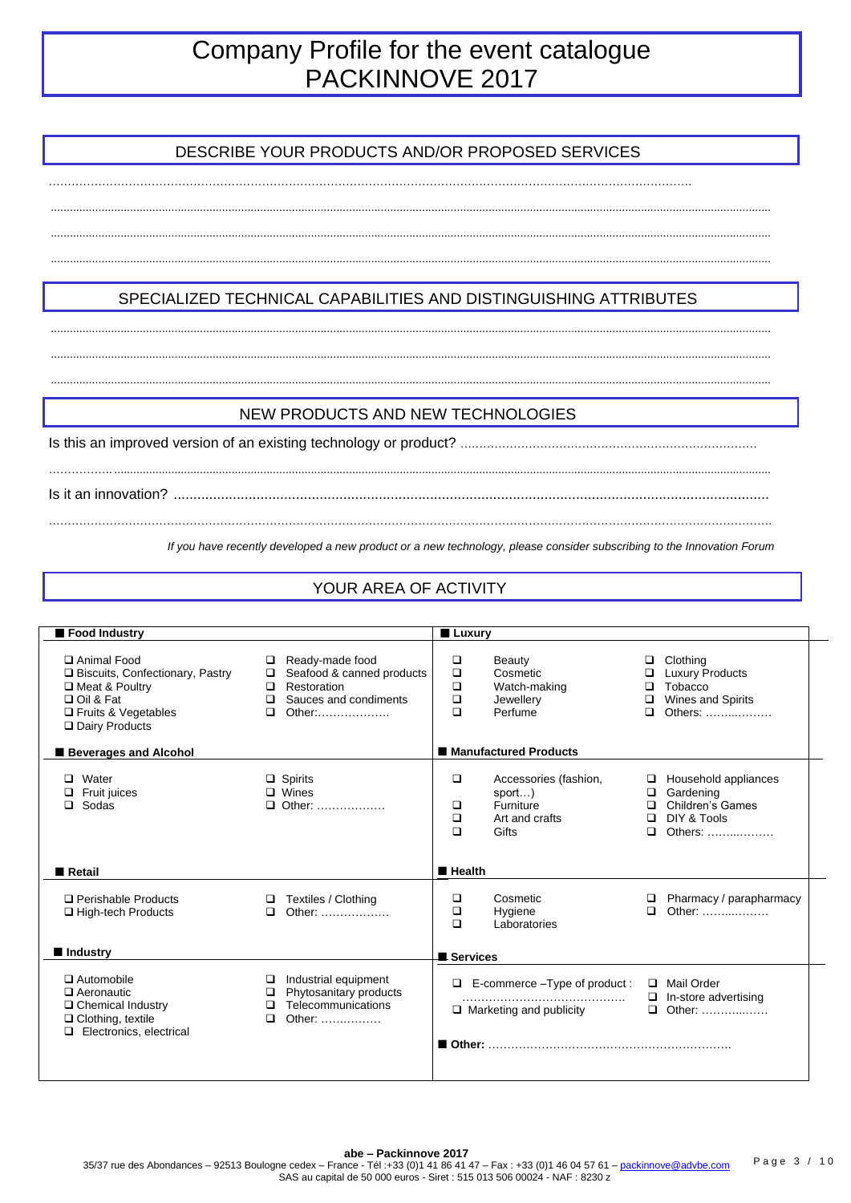# Company Profile for the event catalogue PACKINNOVE 2017

## DESCRIBE YOUR PRODUCTS AND/OR PROPOSED SERVICES

……………………………………………………………………………………………………………………………………………

……………………………………………………………………………………………………………………………………………

……………………………………………………………………………………………………………………………………………

……………………………………………………………………………………………………………………………………………

## SPECIALIZED TECHNICAL CAPABILITIES AND DISTINGUISHING ATTRIBUTES

……………………………………………………………………………………………………………………………………………

……………………………………………………………………………………………………………………………………………

……………………………………………………………………………………………………………………………………………

## NEW PRODUCTS AND NEW TECHNOLOGIES

Is this an improved version of an existing technology or product? ……………………………………………………………………

……………………………………………………………………………………………………………………………………………

Is it an innovation? ……………………………………………………………………………………………………………………

……………………………………………………………………………………………………………………………………………

*If you have recently developed a new product or a new technology, please consider subscribing to the Innovation Forum*

## YOUR AREA OF ACTIVITY

| ■ Food Industry | | ■ Luxury | |
|---|---|---|---|
| ❑ Animal Food<br>❑ Biscuits, Confectionary, Pastry<br>❑ Meat & Poultry<br>❑ Oil & Fat<br>❑ Fruits & Vegetables<br>❑ Dairy Products | ❑ Ready-made food<br>❑ Seafood & canned products<br>❑ Restoration<br>❑ Sauces and condiments<br>❑ Other:………………. | ❑ Beauty<br>❑ Cosmetic<br>❑ Watch-making<br>❑ Jewellery<br>❑ Perfume | ❑ Clothing<br>❑ Luxury Products<br>❑ Tobacco<br>❑ Wines and Spirits<br>❑ Others: ……..……… |
| **■ Beverages and Alcohol** | | **■ Manufactured Products** | |
| ❑ Water<br>❑ Fruit juices<br>❑ Sodas | ❑ Spirits<br>❑ Wines<br>❑ Other: ……………… | ❑ Accessories (fashion, sport…)<br>❑ Furniture<br>❑ Art and crafts<br>❑ Gifts | ❑ Household appliances<br>❑ Gardening<br>❑ Children's Games<br>❑ DIY & Tools<br>❑ Others: ……..……… |
| **■ Retail** | | **■ Health** | |
| ❑ Perishable Products<br>❑ High-tech Products | ❑ Textiles / Clothing<br>❑ Other: ……………… | ❑ Cosmetic<br>❑ Hygiene<br>❑ Laboratories | ❑ Pharmacy / parapharmacy<br>❑ Other: ……..……… |
| **■ Industry** | | **■ Services** | |
| ❑ Automobile<br>❑ Aeronautic<br>❑ Chemical Industry<br>❑ Clothing, textile<br>❑ Electronics, electrical | ❑ Industrial equipment<br>❑ Phytosanitary products<br>❑ Telecommunications<br>❑ Other: ……………. | ❑ E-commerce –Type of product : ……………………………………<br>❑ Marketing and publicity | ❑ Mail Order<br>❑ In-store advertising<br>❑ Other: ……….…… |
| | | **■ Other:** ……………………………………………………… | |

**abe – Packinnove 2017**
35/37 rue des Abondances – 92513 Boulogne cedex – France - Tél :+33 (0)1 41 86 41 47 – Fax : +33 (0)1 46 04 57 61 – packinnove@advbe.com
SAS au capital de 50 000 euros - Siret : 515 013 506 00024 - NAF : 8230 z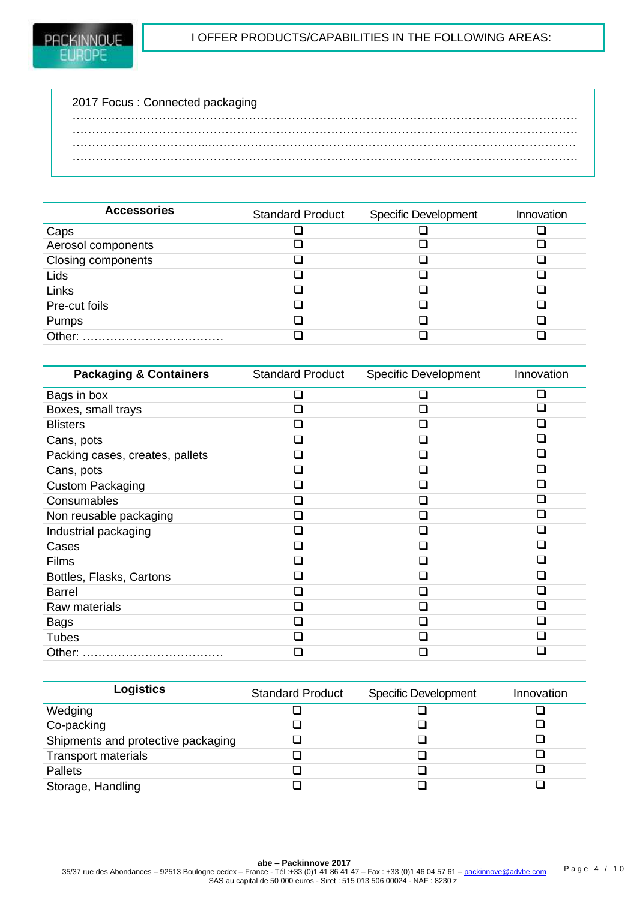I OFFER PRODUCTS/CAPABILITIES IN THE FOLLOWING AREAS:

2017 Focus : Connected packaging

……………………………………………………………………………………………………………………
……………………………………………………………………………………………………………………
……………………………………………………………………………………………………………………
……………………………………………………………………………………………………………………

| Accessories | Standard Product | Specific Development | Innovation |
|---|---|---|---|
| Caps | ❑ | ❑ | ❑ |
| Aerosol components | ❑ | ❑ | ❑ |
| Closing components | ❑ | ❑ | ❑ |
| Lids | ❑ | ❑ | ❑ |
| Links | ❑ | ❑ | ❑ |
| Pre-cut foils | ❑ | ❑ | ❑ |
| Pumps | ❑ | ❑ | ❑ |
| Other: ……………………………… | ❑ | ❑ | ❑ |

| Packaging & Containers | Standard Product | Specific Development | Innovation |
|---|---|---|---|
| Bags in box | ❑ | ❑ | ❑ |
| Boxes, small trays | ❑ | ❑ | ❑ |
| Blisters | ❑ | ❑ | ❑ |
| Cans, pots | ❑ | ❑ | ❑ |
| Packing cases, creates, pallets | ❑ | ❑ | ❑ |
| Cans, pots | ❑ | ❑ | ❑ |
| Custom Packaging | ❑ | ❑ | ❑ |
| Consumables | ❑ | ❑ | ❑ |
| Non reusable packaging | ❑ | ❑ | ❑ |
| Industrial packaging | ❑ | ❑ | ❑ |
| Cases | ❑ | ❑ | ❑ |
| Films | ❑ | ❑ | ❑ |
| Bottles, Flasks, Cartons | ❑ | ❑ | ❑ |
| Barrel | ❑ | ❑ | ❑ |
| Raw materials | ❑ | ❑ | ❑ |
| Bags | ❑ | ❑ | ❑ |
| Tubes | ❑ | ❑ | ❑ |
| Other: ……………………………… | ❑ | ❑ | ❑ |

| Logistics | Standard Product | Specific Development | Innovation |
|---|---|---|---|
| Wedging | ❑ | ❑ | ❑ |
| Co-packing | ❑ | ❑ | ❑ |
| Shipments and protective packaging | ❑ | ❑ | ❑ |
| Transport materials | ❑ | ❑ | ❑ |
| Pallets | ❑ | ❑ | ❑ |
| Storage, Handling | ❑ | ❑ | ❑ |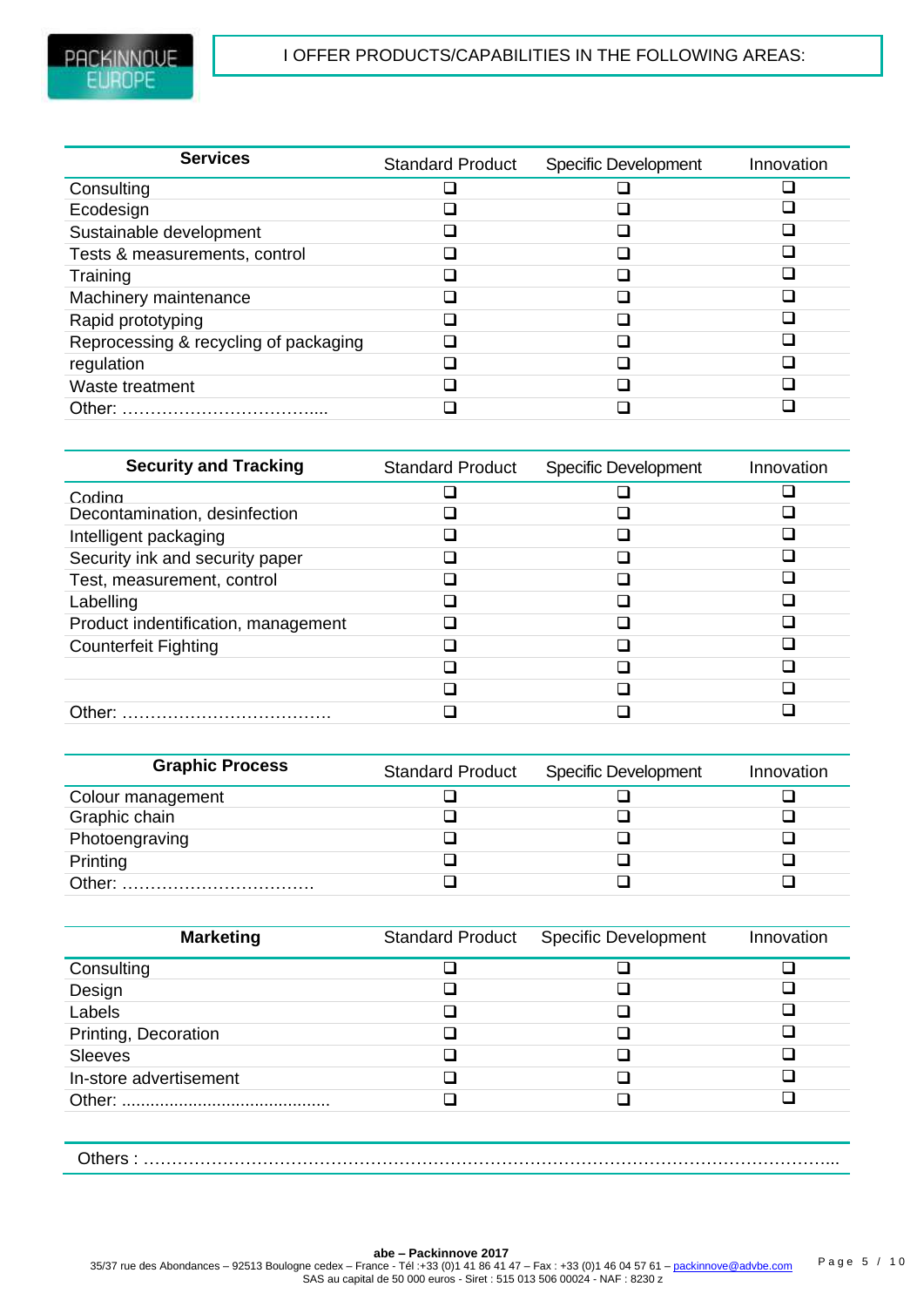PACKINNOVE EUROPE

## I OFFER PRODUCTS/CAPABILITIES IN THE FOLLOWING AREAS:

| **Services** | Standard Product | Specific Development | Innovation |
|---|---|---|---|
| Consulting | ❑ | ❑ | ❑ |
| Ecodesign | ❑ | ❑ | ❑ |
| Sustainable development | ❑ | ❑ | ❑ |
| Tests & measurements, control | ❑ | ❑ | ❑ |
| Training | ❑ | ❑ | ❑ |
| Machinery maintenance | ❑ | ❑ | ❑ |
| Rapid prototyping | ❑ | ❑ | ❑ |
| Reprocessing & recycling of packaging | ❑ | ❑ | ❑ |
| regulation | ❑ | ❑ | ❑ |
| Waste treatment | ❑ | ❑ | ❑ |
| Other: ……………………………..... | ❑ | ❑ | ❑ |

| **Security and Tracking** | Standard Product | Specific Development | Innovation |
|---|---|---|---|
| Coding | ❑ | ❑ | ❑ |
| Decontamination, desinfection | ❑ | ❑ | ❑ |
| Intelligent packaging | ❑ | ❑ | ❑ |
| Security ink and security paper | ❑ | ❑ | ❑ |
| Test, measurement, control | ❑ | ❑ | ❑ |
| Labelling | ❑ | ❑ | ❑ |
| Product indentification, management | ❑ | ❑ | ❑ |
| Counterfeit Fighting | ❑ | ❑ | ❑ |
| | ❑ | ❑ | ❑ |
| | ❑ | ❑ | ❑ |
| Other: ………………………………. | ❑ | ❑ | ❑ |

| **Graphic Process** | Standard Product | Specific Development | Innovation |
|---|---|---|---|
| Colour management | ❑ | ❑ | ❑ |
| Graphic chain | ❑ | ❑ | ❑ |
| Photoengraving | ❑ | ❑ | ❑ |
| Printing | ❑ | ❑ | ❑ |
| Other: ……………………………. | ❑ | ❑ | ❑ |

| **Marketing** | Standard Product | Specific Development | Innovation |
|---|---|---|---|
| Consulting | ❑ | ❑ | ❑ |
| Design | ❑ | ❑ | ❑ |
| Labels | ❑ | ❑ | ❑ |
| Printing, Decoration | ❑ | ❑ | ❑ |
| Sleeves | ❑ | ❑ | ❑ |
| In-store advertisement | ❑ | ❑ | ❑ |
| Other: ........................................... | ❑ | ❑ | ❑ |

Others : ……………………………………………………………………………………………………...

**abe – Packinnove 2017**
35/37 rue des Abondances – 92513 Boulogne cedex – France - Tél :+33 (0)1 41 86 41 47 – Fax : +33 (0)1 46 04 57 61 – packinnove@advbe.com
SAS au capital de 50 000 euros - Siret : 515 013 506 00024 - NAF : 8230 z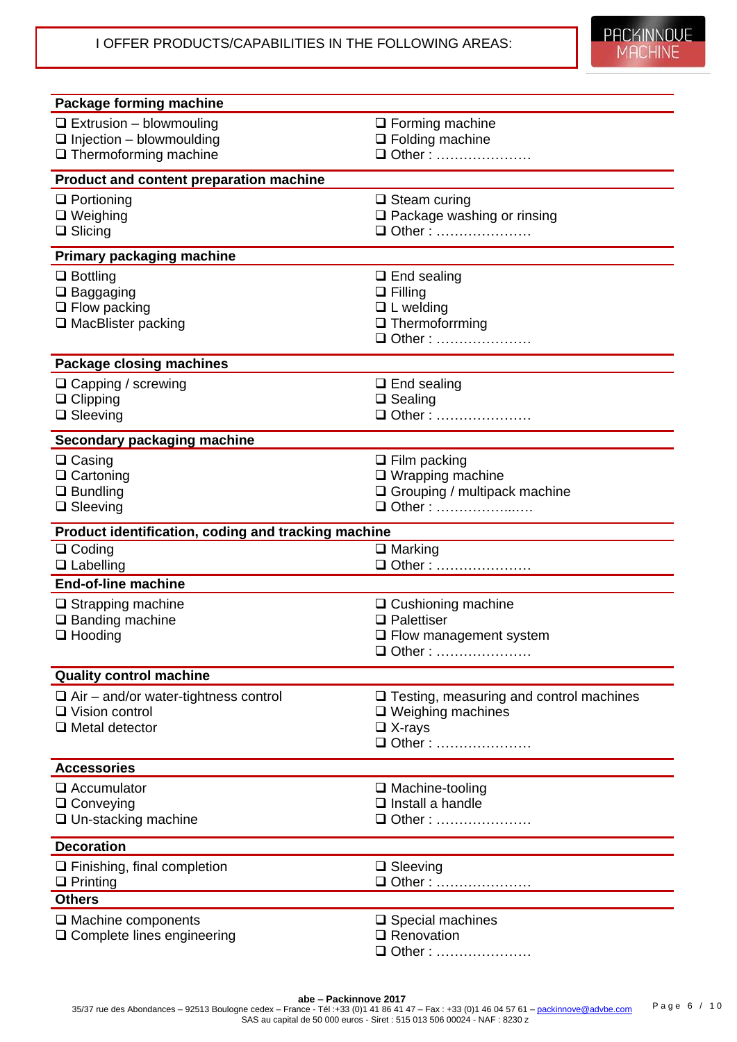I OFFER PRODUCTS/CAPABILITIES IN THE FOLLOWING AREAS:

**Package forming machine**

- ❑ Extrusion – blowmouling
- ❑ Injection – blowmoulding
- ❑ Thermoforming machine
- ❑ Forming machine
- ❑ Folding machine
- ❑ Other : …………………

**Product and content preparation machine**

- ❑ Portioning
- ❑ Weighing
- ❑ Slicing
- ❑ Steam curing
- ❑ Package washing or rinsing
- ❑ Other : …………………

**Primary packaging machine**

- ❑ Bottling
- ❑ Baggaging
- ❑ Flow packing
- ❑ MacBlister packing
- ❑ End sealing
- ❑ Filling
- ❑ L welding
- ❑ Thermoforrming
- ❑ Other : …………………

**Package closing machines**

- ❑ Capping / screwing
- ❑ Clipping
- ❑ Sleeving
- ❑ End sealing
- ❑ Sealing
- ❑ Other : …………………

**Secondary packaging machine**

- ❑ Casing
- ❑ Cartoning
- ❑ Bundling
- ❑ Sleeving
- ❑ Film packing
- ❑ Wrapping machine
- ❑ Grouping / multipack machine
- ❑ Other : ………………..….

**Product identification, coding and tracking machine**

- ❑ Coding
- ❑ Labelling
- ❑ Marking
- ❑ Other : …………………

**End-of-line machine**

- ❑ Strapping machine
- ❑ Banding machine
- ❑ Hooding
- ❑ Cushioning machine
- ❑ Palettiser
- ❑ Flow management system
- ❑ Other : …………………

**Quality control machine**

- ❑ Air – and/or water-tightness control
- ❑ Vision control
- ❑ Metal detector
- ❑ Testing, measuring and control machines
- ❑ Weighing machines
- ❑ X-rays
- ❑ Other : …………………

**Accessories**

- ❑ Accumulator
- ❑ Conveying
- ❑ Un-stacking machine
- ❑ Machine-tooling
- ❑ Install a handle
- ❑ Other : …………………

**Decoration**

- ❑ Finishing, final completion
- ❑ Printing
- ❑ Sleeving
- ❑ Other : …………………

**Others**

- ❑ Machine components
- ❑ Complete lines engineering
- ❑ Special machines
- ❑ Renovation
- ❑ Other : …………………

**abe – Packinnove 2017**
35/37 rue des Abondances – 92513 Boulogne cedex – France - Tél :+33 (0)1 41 86 41 47 – Fax : +33 (0)1 46 04 57 61 – packinnove@advbe.com
SAS au capital de 50 000 euros - Siret : 515 013 506 00024 - NAF : 8230 z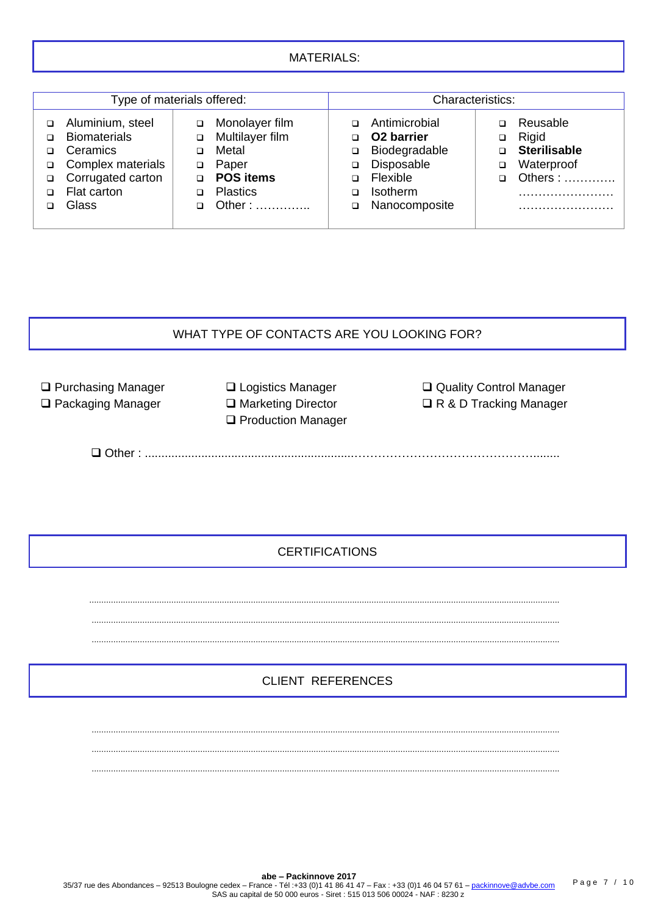## MATERIALS:

| Type of materials offered: | | Characteristics: | |
|---|---|---|---|
| ❑ Aluminium, steel | ❑ Monolayer film | ❑ Antimicrobial | ❑ Reusable |
| ❑ Biomaterials | ❑ Multilayer film | ❑ **O2 barrier** | ❑ Rigid |
| ❑ Ceramics | ❑ Metal | ❑ Biodegradable | ❑ **Sterilisable** |
| ❑ Complex materials | ❑ Paper | ❑ Disposable | ❑ Waterproof |
| ❑ Corrugated carton | ❑ **POS items** | ❑ Flexible | ❑ Others : …………. |
| ❑ Flat carton | ❑ Plastics | ❑ Isotherm | …………………… |
| ❑ Glass | ❑ Other : ………….. | ❑ Nanocomposite | …………………… |

## WHAT TYPE OF CONTACTS ARE YOU LOOKING FOR?

❑ Purchasing Manager
❑ Packaging Manager
❑ Logistics Manager
❑ Marketing Director
❑ Production Manager
❑ Quality Control Manager
❑ R & D Tracking Manager

❑ Other : ..............................................................…………………………………………........

## CERTIFICATIONS

...................................................................................................................................................................................

...................................................................................................................................................................................

...................................................................................................................................................................................

## CLIENT REFERENCES

...................................................................................................................................................................................

...................................................................................................................................................................................

...................................................................................................................................................................................

**abe – Packinnove 2017**
35/37 rue des Abondances – 92513 Boulogne cedex – France - Tél :+33 (0)1 41 86 41 47 – Fax : +33 (0)1 46 04 57 61 – packinnove@advbe.com
SAS au capital de 50 000 euros - Siret : 515 013 506 00024 - NAF : 8230 z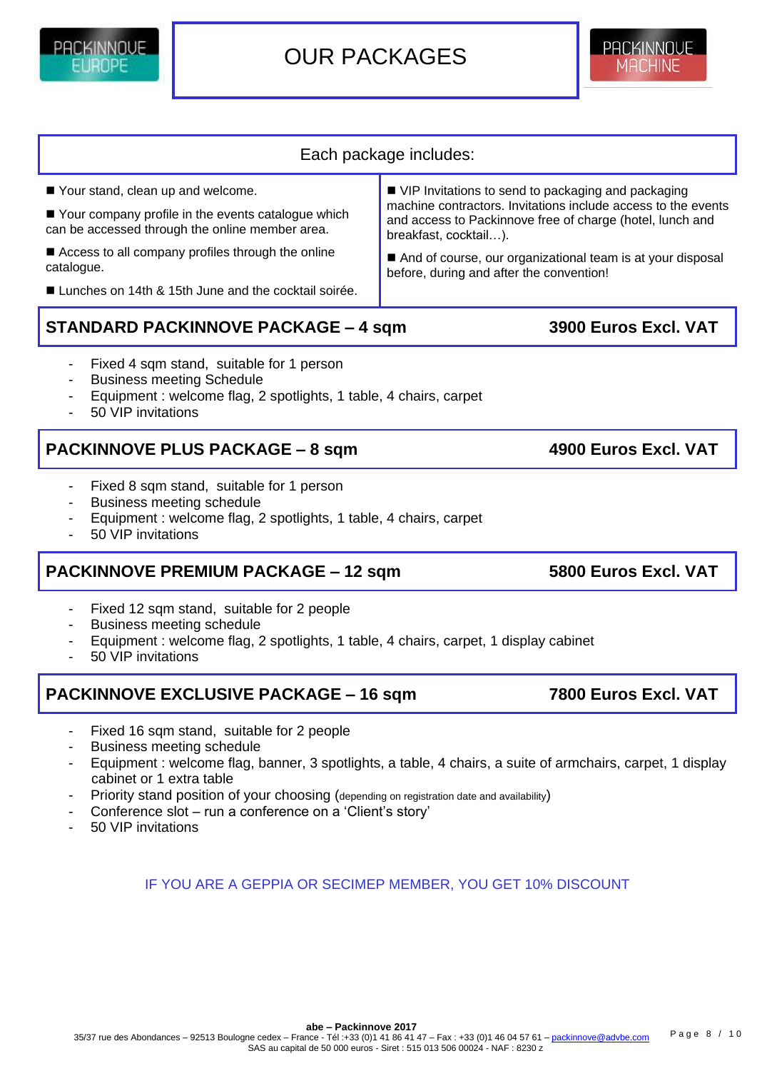# OUR PACKAGES

## Each package includes:

- Your stand, clean up and welcome.
- Your company profile in the events catalogue which can be accessed through the online member area.
- Access to all company profiles through the online catalogue.
- Lunches on 14th & 15th June and the cocktail soirée.
- VIP Invitations to send to packaging and packaging machine contractors. Invitations include access to the events and access to Packinnove free of charge (hotel, lunch and breakfast, cocktail…).
- And of course, our organizational team is at your disposal before, during and after the convention!

## STANDARD PACKINNOVE PACKAGE – 4 sqm — 3900 Euros Excl. VAT

- Fixed 4 sqm stand, suitable for 1 person
- Business meeting Schedule
- Equipment : welcome flag, 2 spotlights, 1 table, 4 chairs, carpet
- 50 VIP invitations

## PACKINNOVE PLUS PACKAGE – 8 sqm — 4900 Euros Excl. VAT

- Fixed 8 sqm stand, suitable for 1 person
- Business meeting schedule
- Equipment : welcome flag, 2 spotlights, 1 table, 4 chairs, carpet
- 50 VIP invitations

## PACKINNOVE PREMIUM PACKAGE – 12 sqm — 5800 Euros Excl. VAT

- Fixed 12 sqm stand, suitable for 2 people
- Business meeting schedule
- Equipment : welcome flag, 2 spotlights, 1 table, 4 chairs, carpet, 1 display cabinet
- 50 VIP invitations

## PACKINNOVE EXCLUSIVE PACKAGE – 16 sqm — 7800 Euros Excl. VAT

- Fixed 16 sqm stand, suitable for 2 people
- Business meeting schedule
- Equipment : welcome flag, banner, 3 spotlights, a table, 4 chairs, a suite of armchairs, carpet, 1 display cabinet or 1 extra table
- Priority stand position of your choosing (depending on registration date and availability)
- Conference slot – run a conference on a 'Client's story'
- 50 VIP invitations

IF YOU ARE A GEPPIA OR SECIMEP MEMBER, YOU GET 10% DISCOUNT

**abe – Packinnove 2017**
35/37 rue des Abondances – 92513 Boulogne cedex – France - Tél :+33 (0)1 41 86 41 47 – Fax : +33 (0)1 46 04 57 61 – packinnove@advbe.com
SAS au capital de 50 000 euros - Siret : 515 013 506 00024 - NAF : 8230 z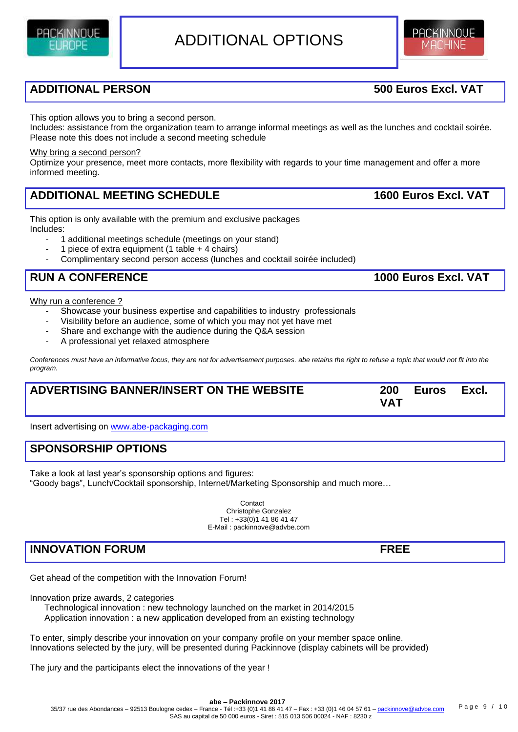# ADDITIONAL OPTIONS

## ADDITIONAL PERSON — 500 Euros Excl. VAT

This option allows you to bring a second person.
Includes: assistance from the organization team to arrange informal meetings as well as the lunches and cocktail soirée.
Please note this does not include a second meeting schedule

Why bring a second person?
Optimize your presence, meet more contacts, more flexibility with regards to your time management and offer a more informed meeting.

## ADDITIONAL MEETING SCHEDULE — 1600 Euros Excl. VAT

This option is only available with the premium and exclusive packages
Includes:

- 1 additional meetings schedule (meetings on your stand)
- 1 piece of extra equipment (1 table + 4 chairs)
- Complimentary second person access (lunches and cocktail soirée included)

## RUN A CONFERENCE — 1000 Euros Excl. VAT

Why run a conference ?

- Showcase your business expertise and capabilities to industry professionals
- Visibility before an audience, some of which you may not yet have met
- Share and exchange with the audience during the Q&A session
- A professional yet relaxed atmosphere

*Conferences must have an informative focus, they are not for advertisement purposes. abe retains the right to refuse a topic that would not fit into the program.*

## ADVERTISING BANNER/INSERT ON THE WEBSITE — 200 Euros Excl. VAT

Insert advertising on www.abe-packaging.com

## SPONSORSHIP OPTIONS

Take a look at last year's sponsorship options and figures:
"Goody bags", Lunch/Cocktail sponsorship, Internet/Marketing Sponsorship and much more…

Contact
Christophe Gonzalez
Tel : +33(0)1 41 86 41 47
E-Mail : packinnove@advbe.com

## INNOVATION FORUM — FREE

Get ahead of the competition with the Innovation Forum!

Innovation prize awards, 2 categories
Technological innovation : new technology launched on the market in 2014/2015
Application innovation : a new application developed from an existing technology

To enter, simply describe your innovation on your company profile on your member space online.
Innovations selected by the jury, will be presented during Packinnove (display cabinets will be provided)

The jury and the participants elect the innovations of the year !

**abe – Packinnove 2017**
35/37 rue des Abondances – 92513 Boulogne cedex – France - Tél :+33 (0)1 41 86 41 47 – Fax : +33 (0)1 46 04 57 61 – packinnove@advbe.com
SAS au capital de 50 000 euros - Siret : 515 013 506 00024 - NAF : 8230 z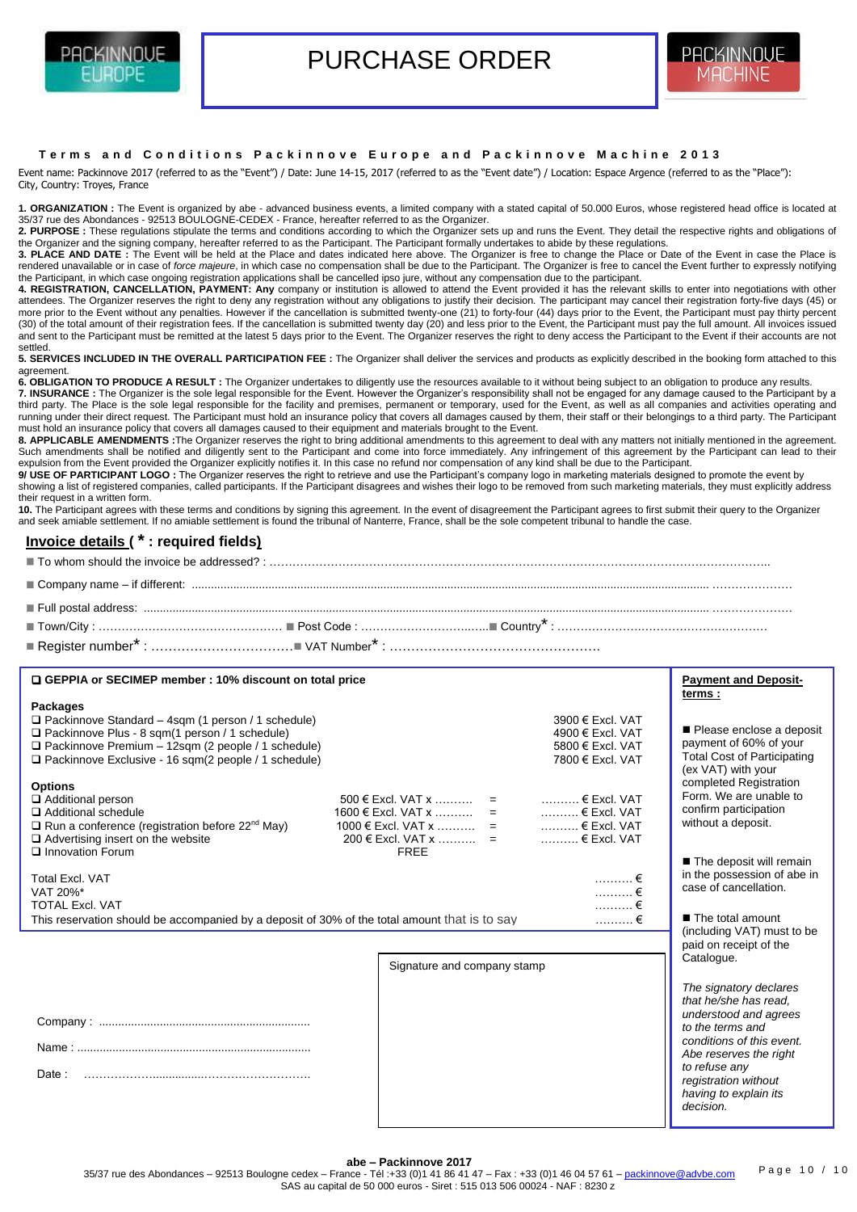PACKINNOVE EUROPE

# PURCHASE ORDER

PACKINNOVE MACHINE

**Terms and Conditions Packinnove Europe and Packinnove Machine 2013**

Event name: Packinnove 2017 (referred to as the "Event") / Date: June 14-15, 2017 (referred to as the "Event date") / Location: Espace Argence (referred to as the "Place"): City, Country: Troyes, France

**1. ORGANIZATION :** The Event is organized by abe - advanced business events, a limited company with a stated capital of 50.000 Euros, whose registered head office is located at 35/37 rue des Abondances - 92513 BOULOGNE-CEDEX - France, hereafter referred to as the Organizer.
**2. PURPOSE :** These regulations stipulate the terms and conditions according to which the Organizer sets up and runs the Event. They detail the respective rights and obligations of the Organizer and the signing company, hereafter referred to as the Participant. The Participant formally undertakes to abide by these regulations.
**3. PLACE AND DATE :** The Event will be held at the Place and dates indicated here above. The Organizer is free to change the Place or Date of the Event in case the Place is rendered unavailable or in case of *force majeure*, in which case no compensation shall be due to the Participant. The Organizer is free to cancel the Event further to expressly notifying the Participant, in which case ongoing registration applications shall be cancelled ipso jure, without any compensation due to the participant.
**4. REGISTRATION, CANCELLATION, PAYMENT: Any** company or institution is allowed to attend the Event provided it has the relevant skills to enter into negotiations with other attendees. The Organizer reserves the right to deny any registration without any obligations to justify their decision. The participant may cancel their registration forty-five days (45) or more prior to the Event without any penalties. However if the cancellation is submitted twenty-one (21) to forty-four (44) days prior to the Event, the Participant must pay thirty percent (30) of the total amount of their registration fees. If the cancellation is submitted twenty day (20) and less prior to the Event, the Participant must pay the full amount. All invoices issued and sent to the Participant must be remitted at the latest 5 days prior to the Event. The Organizer reserves the right to deny access the Participant to the Event if their accounts are not settled.
**5. SERVICES INCLUDED IN THE OVERALL PARTICIPATION FEE :** The Organizer shall deliver the services and products as explicitly described in the booking form attached to this agreement.
**6. OBLIGATION TO PRODUCE A RESULT :** The Organizer undertakes to diligently use the resources available to it without being subject to an obligation to produce any results.
**7. INSURANCE :** The Organizer is the sole legal responsible for the Event. However the Organizer's responsibility shall not be engaged for any damage caused to the Participant by a third party. The Place is the sole legal responsible for the facility and premises, permanent or temporary, used for the Event, as well as all companies and activities operating and running under their direct request. The Participant must hold an insurance policy that covers all damages caused by them, their staff or their belongings to a third party. The Participant must hold an insurance policy that covers all damages caused to their equipment and materials brought to the Event.
**8. APPLICABLE AMENDMENTS :**The Organizer reserves the right to bring additional amendments to this agreement to deal with any matters not initially mentioned in the agreement. Such amendments shall be notified and diligently sent to the Participant and come into force immediately. Any infringement of this agreement by the Participant can lead to their expulsion from the Event provided the Organizer explicitly notifies it. In this case no refund nor compensation of any kind shall be due to the Participant.
**9/ USE OF PARTICIPANT LOGO :** The Organizer reserves the right to retrieve and use the Participant's company logo in marketing materials designed to promote the event by showing a list of registered companies, called participants. If the Participant disagrees and wishes their logo to be removed from such marketing materials, they must explicitly address their request in a written form.
**10.** The Participant agrees with these terms and conditions by signing this agreement. In the event of disagreement the Participant agrees to first submit their query to the Organizer and seek amiable settlement. If no amiable settlement is found the tribunal of Nanterre, France, shall be the sole competent tribunal to handle the case.

## Invoice details ( * : required fields)

- To whom should the invoice be addressed? : ……………………………………………………………
- Company name – if different: ……………………………………………………………
- Full postal address: ……………………………………………………………
- Town/City : ………………………… ■ Post Code : ………………………… ■ Country* : …………………………
- Register number* : ………………………… ■ VAT Number* : …………………………

❑ **GEPPIA or SECIMEP member : 10% discount on total price**

**Packages**

| | | | |
|---|---|---|---|
| ❑ Packinnove Standard – 4sqm (1 person / 1 schedule) | | | 3900 € Excl. VAT |
| ❑ Packinnove Plus - 8 sqm(1 person / 1 schedule) | | | 4900 € Excl. VAT |
| ❑ Packinnove Premium – 12sqm (2 people / 1 schedule) | | | 5800 € Excl. VAT |
| ❑ Packinnove Exclusive - 16 sqm(2 people / 1 schedule) | | | 7800 € Excl. VAT |

**Options**

| | | | |
|---|---|---|---|
| ❑ Additional person | 500 € Excl. VAT x ………. | = | ………. € Excl. VAT |
| ❑ Additional schedule | 1600 € Excl. VAT x ………. | = | ………. € Excl. VAT |
| ❑ Run a conference (registration before 22nd May) | 1000 € Excl. VAT x ………. | = | ………. € Excl. VAT |
| ❑ Advertising insert on the website | 200 € Excl. VAT x ………. | = | ………. € Excl. VAT |
| ❑ Innovation Forum | FREE | | |

| | |
|---|---|
| Total Excl. VAT | ………. € |
| VAT 20%* | ………. € |
| TOTAL Excl. VAT | ………. € |
| This reservation should be accompanied by a deposit of 30% of the total amount that is to say | ………. € |

**Payment and Deposit-terms :**

- Please enclose a deposit payment of 60% of your Total Cost of Participating (ex VAT) with your completed Registration Form. We are unable to confirm participation without a deposit.
- The deposit will remain in the possession of abe in case of cancellation.
- The total amount (including VAT) must to be paid on receipt of the Catalogue.

*The signatory declares that he/she has read, understood and agrees to the terms and conditions of this event. Abe reserves the right to refuse any registration without having to explain its decision.*

Company : ……………………………………

Name : ……………………………………

Date : ……………………………………

Signature and company stamp

**abe – Packinnove 2017**
35/37 rue des Abondances – 92513 Boulogne cedex – France - Tél :+33 (0)1 41 86 41 47 – Fax : +33 (0)1 46 04 57 61 – packinnove@advbe.com
SAS au capital de 50 000 euros - Siret : 515 013 506 00024 - NAF : 8230 z